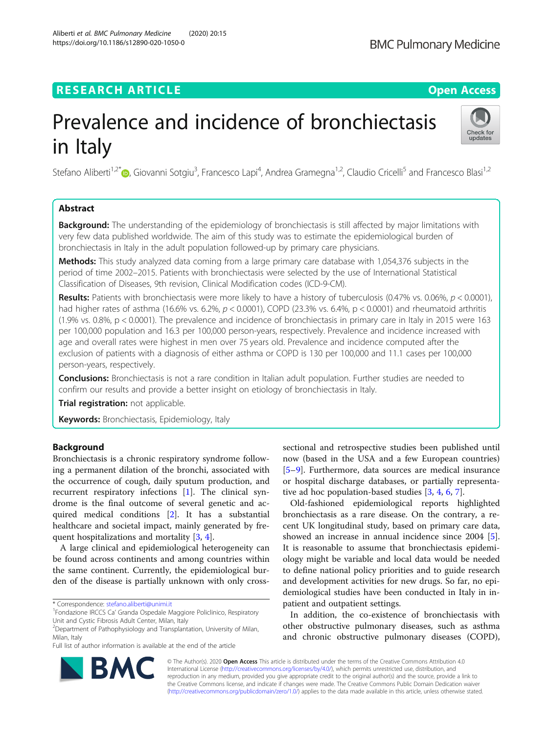RESEARCH ARTICLE Open Access

# Prevalence and incidence of bronchiectasis in Italy

Stefano Aliberti[1,2*], Giovanni Sotgiu[3], Francesco Lapi[4], Andrea Gramegna[1,2], Claudio Cricelli[5] and Francesco Blasi[1,2]

## Abstract

**Background:** The understanding of the epidemiology of bronchiectasis is still affected by major limitations with very few data published worldwide. The aim of this study was to estimate the epidemiological burden of bronchiectasis in Italy in the adult population followed-up by primary care physicians.

**Methods:** This study analyzed data coming from a large primary care database with 1,054,376 subjects in the period of time 2002–2015. Patients with bronchiectasis were selected by the use of International Statistical Classification of Diseases, 9th revision, Clinical Modification codes (ICD-9-CM).

**Results:** Patients with bronchiectasis were more likely to have a history of tuberculosis (0.47% vs. 0.06%, $p < 0.0001$), had higher rates of asthma (16.6% vs. 6.2%, $p < 0.0001$), COPD (23.3% vs. 6.4%, $p < 0.0001$) and rheumatoid arthritis (1.9% vs. 0.8%, $p < 0.0001$). The prevalence and incidence of bronchiectasis in primary care in Italy in 2015 were 163 per 100,000 population and 16.3 per 100,000 person-years, respectively. Prevalence and incidence increased with age and overall rates were highest in men over 75 years old. Prevalence and incidence computed after the exclusion of patients with a diagnosis of either asthma or COPD is 130 per 100,000 and 11.1 cases per 100,000 person-years, respectively.

**Conclusions:** Bronchiectasis is not a rare condition in Italian adult population. Further studies are needed to confirm our results and provide a better insight on etiology of bronchiectasis in Italy.

**Trial registration:** not applicable.

**Keywords:** Bronchiectasis, Epidemiology, Italy

## Background

Bronchiectasis is a chronic respiratory syndrome following a permanent dilation of the bronchi, associated with the occurrence of cough, daily sputum production, and recurrent respiratory infections [1]. The clinical syndrome is the final outcome of several genetic and acquired medical conditions [2]. It has a substantial healthcare and societal impact, mainly generated by frequent hospitalizations and mortality [3, 4].

A large clinical and epidemiological heterogeneity can be found across continents and among countries within the same continent. Currently, the epidemiological burden of the disease is partially unknown with only cross-sectional and retrospective studies been published until now (based in the USA and a few European countries) [5–9]. Furthermore, data sources are medical insurance or hospital discharge databases, or partially representative ad hoc population-based studies [3, 4, 6, 7].

Old-fashioned epidemiological reports highlighted bronchiectasis as a rare disease. On the contrary, a recent UK longitudinal study, based on primary care data, showed an increase in annual incidence since 2004 [5]. It is reasonable to assume that bronchiectasis epidemiology might be variable and local data would be needed to define national policy priorities and to guide research and development activities for new drugs. So far, no epidemiological studies have been conducted in Italy in inpatient and outpatient settings.

In addition, the co-existence of bronchiectasis with other obstructive pulmonary diseases, such as asthma and chronic obstructive pulmonary diseases (COPD),

* Correspondence: stefano.aliberti@unimi.it
[1]Fondazione IRCCS Ca' Granda Ospedale Maggiore Policlinico, Respiratory Unit and Cystic Fibrosis Adult Center, Milan, Italy
[2]Department of Pathophysiology and Transplantation, University of Milan, Milan, Italy
Full list of author information is available at the end of the article

© The Author(s). 2020 **Open Access** This article is distributed under the terms of the Creative Commons Attribution 4.0 International License (http://creativecommons.org/licenses/by/4.0/), which permits unrestricted use, distribution, and reproduction in any medium, provided you give appropriate credit to the original author(s) and the source, provide a link to the Creative Commons license, and indicate if changes were made. The Creative Commons Public Domain Dedication waiver (http://creativecommons.org/publicdomain/zero/1.0/) applies to the data made available in this article, unless otherwise stated.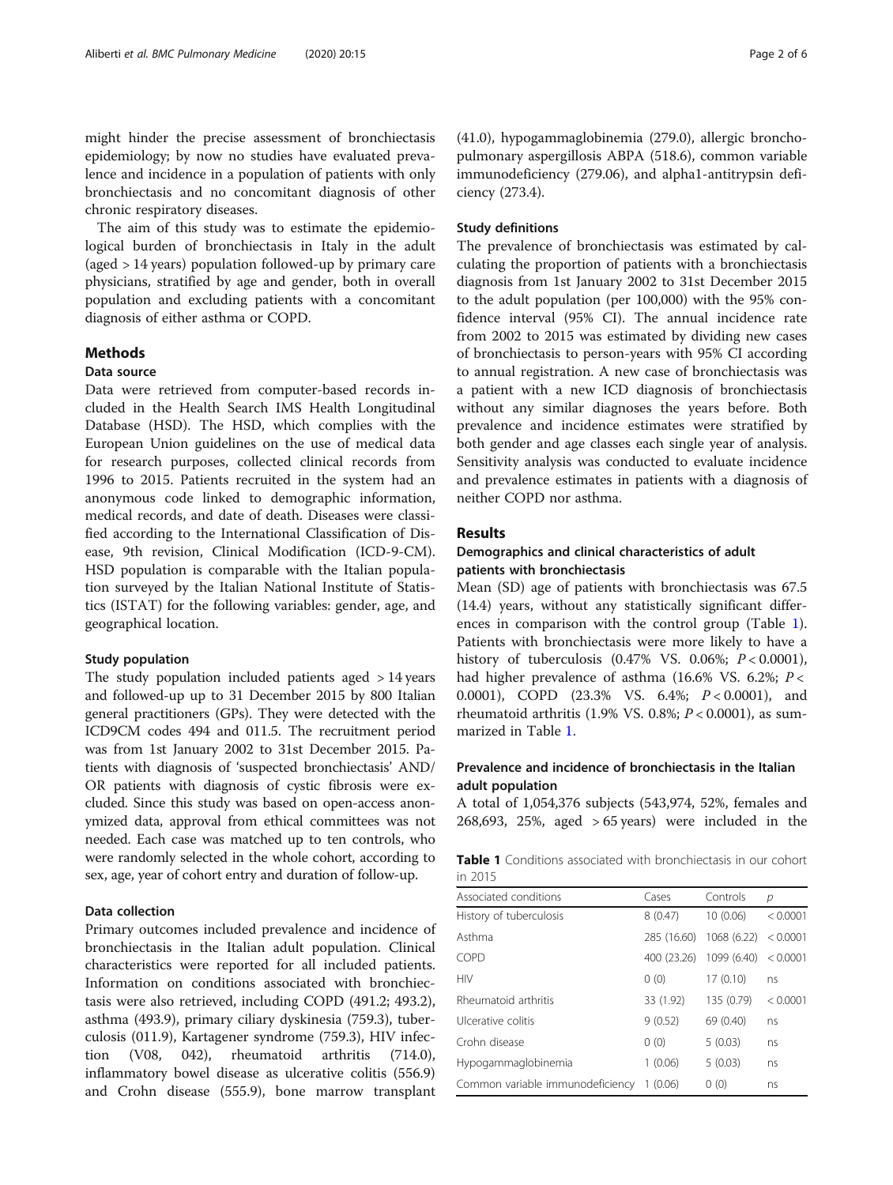might hinder the precise assessment of bronchiectasis epidemiology; by now no studies have evaluated prevalence and incidence in a population of patients with only bronchiectasis and no concomitant diagnosis of other chronic respiratory diseases.

The aim of this study was to estimate the epidemiological burden of bronchiectasis in Italy in the adult (aged > 14 years) population followed-up by primary care physicians, stratified by age and gender, both in overall population and excluding patients with a concomitant diagnosis of either asthma or COPD.

## Methods

### Data source

Data were retrieved from computer-based records included in the Health Search IMS Health Longitudinal Database (HSD). The HSD, which complies with the European Union guidelines on the use of medical data for research purposes, collected clinical records from 1996 to 2015. Patients recruited in the system had an anonymous code linked to demographic information, medical records, and date of death. Diseases were classified according to the International Classification of Disease, 9th revision, Clinical Modification (ICD-9-CM). HSD population is comparable with the Italian population surveyed by the Italian National Institute of Statistics (ISTAT) for the following variables: gender, age, and geographical location.

### Study population

The study population included patients aged > 14 years and followed-up up to 31 December 2015 by 800 Italian general practitioners (GPs). They were detected with the ICD9CM codes 494 and 011.5. The recruitment period was from 1st January 2002 to 31st December 2015. Patients with diagnosis of 'suspected bronchiectasis' AND/OR patients with diagnosis of cystic fibrosis were excluded. Since this study was based on open-access anonymized data, approval from ethical committees was not needed. Each case was matched up to ten controls, who were randomly selected in the whole cohort, according to sex, age, year of cohort entry and duration of follow-up.

### Data collection

Primary outcomes included prevalence and incidence of bronchiectasis in the Italian adult population. Clinical characteristics were reported for all included patients. Information on conditions associated with bronchiectasis were also retrieved, including COPD (491.2; 493.2), asthma (493.9), primary ciliary dyskinesia (759.3), tuberculosis (011.9), Kartagener syndrome (759.3), HIV infection (V08, 042), rheumatoid arthritis (714.0), inflammatory bowel disease as ulcerative colitis (556.9) and Crohn disease (555.9), bone marrow transplant (41.0), hypogammaglobinemia (279.0), allergic bronchopulmonary aspergillosis ABPA (518.6), common variable immunodeficiency (279.06), and alpha1-antitrypsin deficiency (273.4).

### Study definitions

The prevalence of bronchiectasis was estimated by calculating the proportion of patients with a bronchiectasis diagnosis from 1st January 2002 to 31st December 2015 to the adult population (per 100,000) with the 95% confidence interval (95% CI). The annual incidence rate from 2002 to 2015 was estimated by dividing new cases of bronchiectasis to person-years with 95% CI according to annual registration. A new case of bronchiectasis was a patient with a new ICD diagnosis of bronchiectasis without any similar diagnoses the years before. Both prevalence and incidence estimates were stratified by both gender and age classes each single year of analysis. Sensitivity analysis was conducted to evaluate incidence and prevalence estimates in patients with a diagnosis of neither COPD nor asthma.

## Results

### Demographics and clinical characteristics of adult patients with bronchiectasis

Mean (SD) age of patients with bronchiectasis was 67.5 (14.4) years, without any statistically significant differences in comparison with the control group (Table 1). Patients with bronchiectasis were more likely to have a history of tuberculosis (0.47% VS. 0.06%; $P < 0.0001$), had higher prevalence of asthma (16.6% VS. 6.2%; $P < 0.0001$), COPD (23.3% VS. 6.4%; $P < 0.0001$), and rheumatoid arthritis (1.9% VS. 0.8%; $P < 0.0001$), as summarized in Table 1.

### Prevalence and incidence of bronchiectasis in the Italian adult population

A total of 1,054,376 subjects (543,974, 52%, females and 268,693, 25%, aged > 65 years) were included in the

**Table 1** Conditions associated with bronchiectasis in our cohort in 2015

| Associated conditions | Cases | Controls | *p* |
|---|---|---|---|
| History of tuberculosis | 8 (0.47) | 10 (0.06) | < 0.0001 |
| Asthma | 285 (16.60) | 1068 (6.22) | < 0.0001 |
| COPD | 400 (23.26) | 1099 (6.40) | < 0.0001 |
| HIV | 0 (0) | 17 (0.10) | ns |
| Rheumatoid arthritis | 33 (1.92) | 135 (0.79) | < 0.0001 |
| Ulcerative colitis | 9 (0.52) | 69 (0.40) | ns |
| Crohn disease | 0 (0) | 5 (0.03) | ns |
| Hypogammaglobinemia | 1 (0.06) | 5 (0.03) | ns |
| Common variable immunodeficiency | 1 (0.06) | 0 (0) | ns |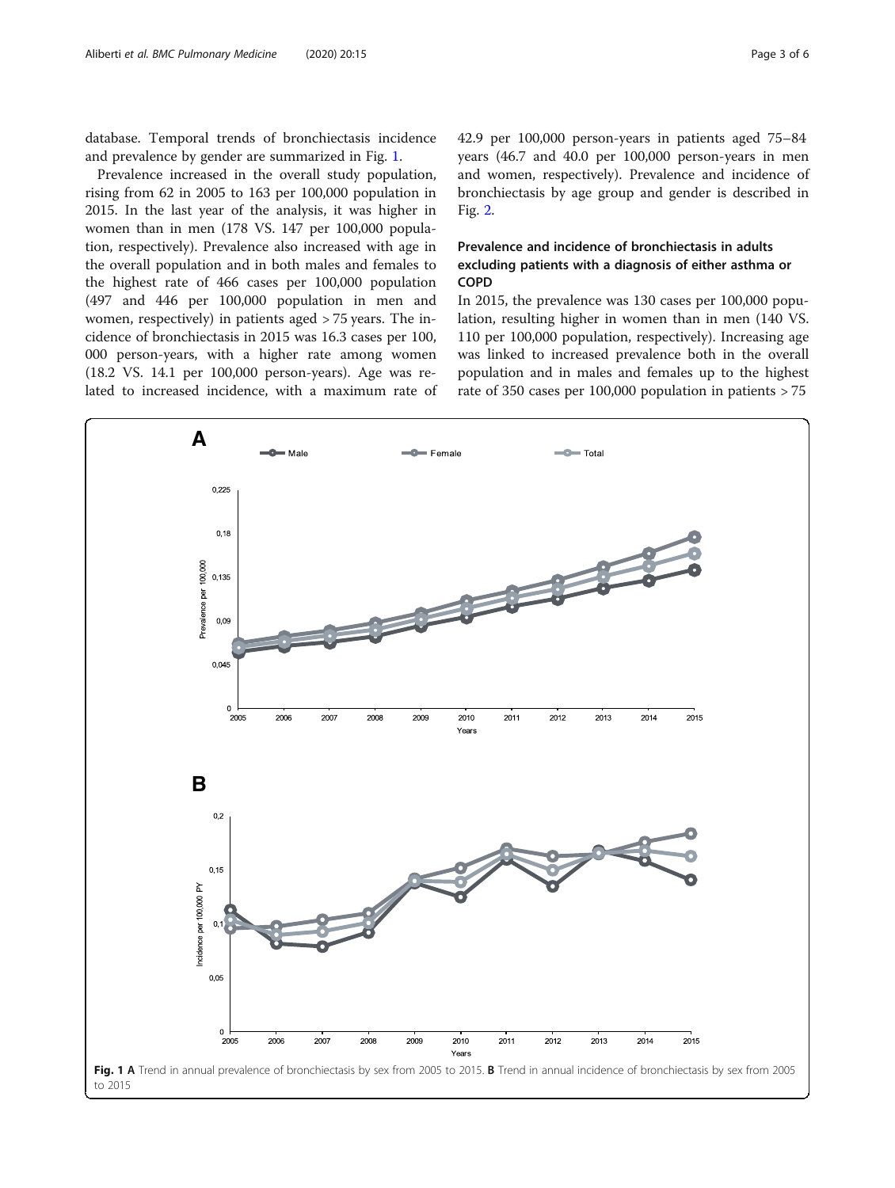database. Temporal trends of bronchiectasis incidence and prevalence by gender are summarized in Fig. 1.

Prevalence increased in the overall study population, rising from 62 in 2005 to 163 per 100,000 population in 2015. In the last year of the analysis, it was higher in women than in men (178 VS. 147 per 100,000 population, respectively). Prevalence also increased with age in the overall population and in both males and females to the highest rate of 466 cases per 100,000 population (497 and 446 per 100,000 population in men and women, respectively) in patients aged > 75 years. The incidence of bronchiectasis in 2015 was 16.3 cases per 100,000 person-years, with a higher rate among women (18.2 VS. 14.1 per 100,000 person-years). Age was related to increased incidence, with a maximum rate of 42.9 per 100,000 person-years in patients aged 75–84 years (46.7 and 40.0 per 100,000 person-years in men and women, respectively). Prevalence and incidence of bronchiectasis by age group and gender is described in Fig. 2.

### Prevalence and incidence of bronchiectasis in adults excluding patients with a diagnosis of either asthma or COPD

In 2015, the prevalence was 130 cases per 100,000 population, resulting higher in women than in men (140 VS. 110 per 100,000 population, respectively). Increasing age was linked to increased prevalence both in the overall population and in males and females up to the highest rate of 350 cases per 100,000 population in patients > 75

A

Male
Female
Total

Prevalence per 100,000

0,225
0,18
0,135
0,09
0,045
0

2005 2006 2007 2008 2009 2010 2011 2012 2013 2014 2015

Years

B

Incidence per 100,000 PY

0,2
0,15
0,1
0,05
0

2005 2006 2007 2008 2009 2010 2011 2012 2013 2014 2015

Years

**Fig. 1 A** Trend in annual prevalence of bronchiectasis by sex from 2005 to 2015. **B** Trend in annual incidence of bronchiectasis by sex from 2005 to 2015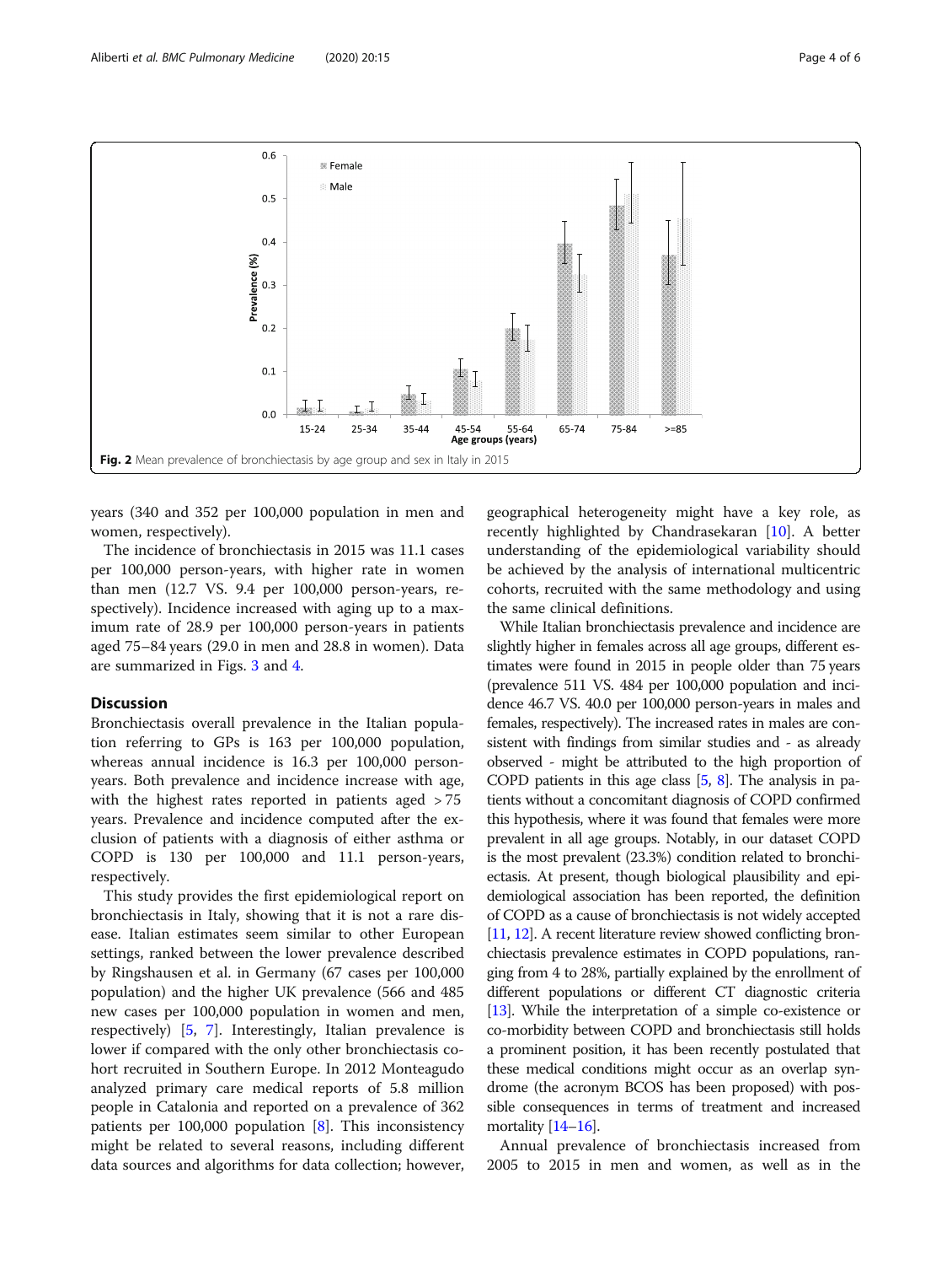0.6
0.5
0.4
0.3
0.2
0.1
0.0

Female
Male

Prevalence (%)

15-24
25-34
35-44
45-54
55-64
65-74
75-84
>=85

Age groups (years)

**Fig. 2** Mean prevalence of bronchiectasis by age group and sex in Italy in 2015

years (340 and 352 per 100,000 population in men and women, respectively).

The incidence of bronchiectasis in 2015 was 11.1 cases per 100,000 person-years, with higher rate in women than men (12.7 VS. 9.4 per 100,000 person-years, respectively). Incidence increased with aging up to a maximum rate of 28.9 per 100,000 person-years in patients aged 75–84 years (29.0 in men and 28.8 in women). Data are summarized in Figs. 3 and 4.

## Discussion

Bronchiectasis overall prevalence in the Italian population referring to GPs is 163 per 100,000 population, whereas annual incidence is 16.3 per 100,000 person-years. Both prevalence and incidence increase with age, with the highest rates reported in patients aged > 75 years. Prevalence and incidence computed after the exclusion of patients with a diagnosis of either asthma or COPD is 130 per 100,000 and 11.1 person-years, respectively.

This study provides the first epidemiological report on bronchiectasis in Italy, showing that it is not a rare disease. Italian estimates seem similar to other European settings, ranked between the lower prevalence described by Ringshausen et al. in Germany (67 cases per 100,000 population) and the higher UK prevalence (566 and 485 new cases per 100,000 population in women and men, respectively) [5, 7]. Interestingly, Italian prevalence is lower if compared with the only other bronchiectasis cohort recruited in Southern Europe. In 2012 Monteagudo analyzed primary care medical reports of 5.8 million people in Catalonia and reported on a prevalence of 362 patients per 100,000 population [8]. This inconsistency might be related to several reasons, including different data sources and algorithms for data collection; however, geographical heterogeneity might have a key role, as recently highlighted by Chandrasekaran [10]. A better understanding of the epidemiological variability should be achieved by the analysis of international multicentric cohorts, recruited with the same methodology and using the same clinical definitions.

While Italian bronchiectasis prevalence and incidence are slightly higher in females across all age groups, different estimates were found in 2015 in people older than 75 years (prevalence 511 VS. 484 per 100,000 population and incidence 46.7 VS. 40.0 per 100,000 person-years in males and females, respectively). The increased rates in males are consistent with findings from similar studies and - as already observed - might be attributed to the high proportion of COPD patients in this age class [5, 8]. The analysis in patients without a concomitant diagnosis of COPD confirmed this hypothesis, where it was found that females were more prevalent in all age groups. Notably, in our dataset COPD is the most prevalent (23.3%) condition related to bronchiectasis. At present, though biological plausibility and epidemiological association has been reported, the definition of COPD as a cause of bronchiectasis is not widely accepted [11, 12]. A recent literature review showed conflicting bronchiectasis prevalence estimates in COPD populations, ranging from 4 to 28%, partially explained by the enrollment of different populations or different CT diagnostic criteria [13]. While the interpretation of a simple co-existence or co-morbidity between COPD and bronchiectasis still holds a prominent position, it has been recently postulated that these medical conditions might occur as an overlap syndrome (the acronym BCOS has been proposed) with possible consequences in terms of treatment and increased mortality [14–16].

Annual prevalence of bronchiectasis increased from 2005 to 2015 in men and women, as well as in the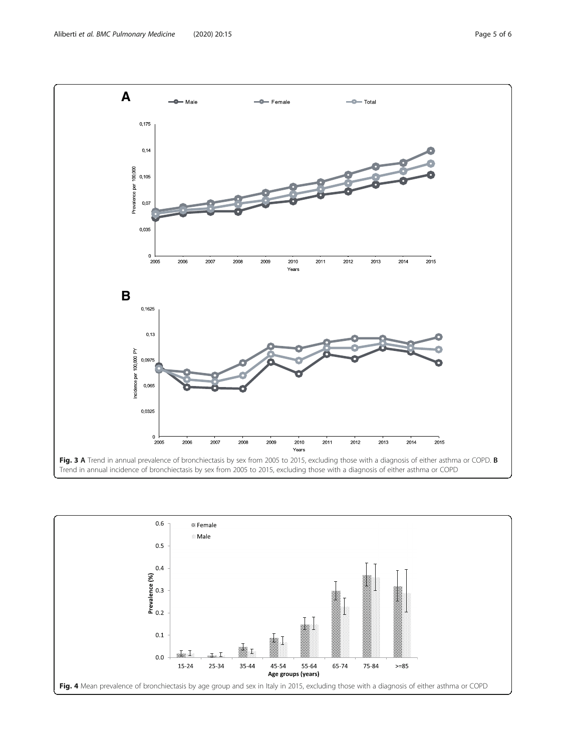A

Male Female Total

0,175

0,14

0,105

0,07

0,035

0

Prevalence per 100,000

2005 2006 2007 2008 2009 2010 2011 2012 2013 2014 2015

Years

B

0,1625

0,13

0,0975

0,065

0,0325

0

Incidence per 100,000 PY

2005 2006 2007 2008 2009 2010 2011 2012 2013 2014 2015

Years

**Fig. 3 A** Trend in annual prevalence of bronchiectasis by sex from 2005 to 2015, excluding those with a diagnosis of either asthma or COPD. **B** Trend in annual incidence of bronchiectasis by sex from 2005 to 2015, excluding those with a diagnosis of either asthma or COPD

Female

Male

0.6

0.5

0.4

0.3

0.2

0.1

0.0

Prevalence (%)

15-24 25-34 35-44 45-54 55-64 65-74 75-84 >=85

Age groups (years)

**Fig. 4** Mean prevalence of bronchiectasis by age group and sex in Italy in 2015, excluding those with a diagnosis of either asthma or COPD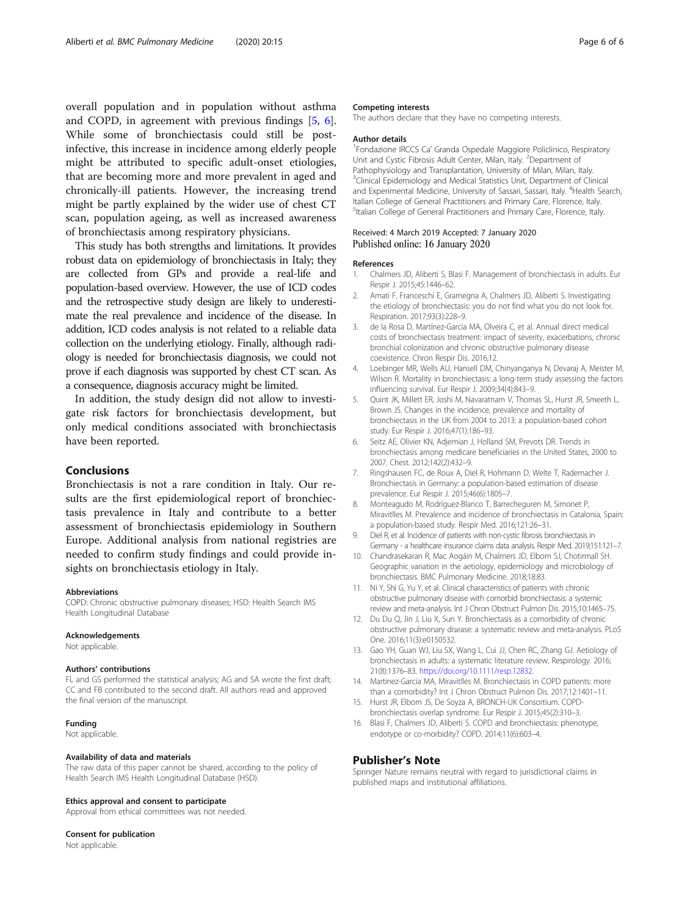overall population and in population without asthma and COPD, in agreement with previous findings [5, 6]. While some of bronchiectasis could still be post-infective, this increase in incidence among elderly people might be attributed to specific adult-onset etiologies, that are becoming more and more prevalent in aged and chronically-ill patients. However, the increasing trend might be partly explained by the wider use of chest CT scan, population ageing, as well as increased awareness of bronchiectasis among respiratory physicians.

This study has both strengths and limitations. It provides robust data on epidemiology of bronchiectasis in Italy; they are collected from GPs and provide a real-life and population-based overview. However, the use of ICD codes and the retrospective study design are likely to underestimate the real prevalence and incidence of the disease. In addition, ICD codes analysis is not related to a reliable data collection on the underlying etiology. Finally, although radiology is needed for bronchiectasis diagnosis, we could not prove if each diagnosis was supported by chest CT scan. As a consequence, diagnosis accuracy might be limited.

In addition, the study design did not allow to investigate risk factors for bronchiectasis development, but only medical conditions associated with bronchiectasis have been reported.

## Conclusions

Bronchiectasis is not a rare condition in Italy. Our results are the first epidemiological report of bronchiectasis prevalence in Italy and contribute to a better assessment of bronchiectasis epidemiology in Southern Europe. Additional analysis from national registries are needed to confirm study findings and could provide insights on bronchiectasis etiology in Italy.

#### Abbreviations

COPD: Chronic obstructive pulmonary diseases; HSD: Health Search IMS Health Longitudinal Database

#### Acknowledgements

Not applicable.

#### Authors' contributions

FL and GS performed the statistical analysis; AG and SA wrote the first draft; CC and FB contributed to the second draft. All authors read and approved the final version of the manuscript.

#### Funding

Not applicable.

#### Availability of data and materials

The raw data of this paper cannot be shared, according to the policy of Health Search IMS Health Longitudinal Database (HSD).

#### Ethics approval and consent to participate

Approval from ethical committees was not needed.

#### Consent for publication

Not applicable.

#### Competing interests

The authors declare that they have no competing interests.

#### Author details

[1]Fondazione IRCCS Ca' Granda Ospedale Maggiore Policlinico, Respiratory Unit and Cystic Fibrosis Adult Center, Milan, Italy. [2]Department of Pathophysiology and Transplantation, University of Milan, Milan, Italy. [3]Clinical Epidemiology and Medical Statistics Unit, Department of Clinical and Experimental Medicine, University of Sassari, Sassari, Italy. [4]Health Search, Italian College of General Practitioners and Primary Care, Florence, Italy. [5]Italian College of General Practitioners and Primary Care, Florence, Italy.

Received: 4 March 2019 Accepted: 7 January 2020
Published online: 16 January 2020

#### References

1. Chalmers JD, Aliberti S, Blasi F. Management of bronchiectasis in adults. Eur Respir J. 2015;45:1446–62.
2. Amati F, Franceschi E, Gramegna A, Chalmers JD, Aliberti S. Investigating the etiology of bronchiectasis: you do not find what you do not look for. Respiration. 2017;93(3):228–9.
3. de la Rosa D, Martínez-Garcia MA, Olveira C, et al. Annual direct medical costs of bronchiectasis treatment: impact of severity, exacerbations, chronic bronchial colonization and chronic obstructive pulmonary disease coexistence. Chron Respir Dis. 2016;12.
4. Loebinger MR, Wells AU, Hansell DM, Chinyanganya N, Devaraj A, Meister M, Wilson R. Mortality in bronchiectasis: a long-term study assessing the factors influencing survival. Eur Respir J. 2009;34(4):843–9.
5. Quint JK, Millett ER, Joshi M, Navaratnam V, Thomas SL, Hurst JR, Smeeth L, Brown JS. Changes in the incidence, prevalence and mortality of bronchiectasis in the UK from 2004 to 2013: a population-based cohort study. Eur Respir J. 2016;47(1):186–93.
6. Seitz AE, Olivier KN, Adjemian J, Holland SM, Prevots DR. Trends in bronchiectasis among medicare beneficiaries in the United States, 2000 to 2007. Chest. 2012;142(2):432–9.
7. Ringshausen FC, de Roux A, Diel R, Hohmann D, Welte T, Rademacher J. Bronchiectasis in Germany: a population-based estimation of disease prevalence. Eur Respir J. 2015;46(6):1805–7.
8. Monteagudo M, Rodríguez-Blanco T, Barrecheguren M, Simonet P, Miravitlles M. Prevalence and incidence of bronchiectasis in Catalonia, Spain: a population-based study. Respir Med. 2016;121:26–31.
9. Diel R, et al. Incidence of patients with non-cystic fibrosis bronchiectasis in Germany - a healthcare insurance claims data analysis. Respir Med. 2019;151:121–7.
10. Chandrasekaran R, Mac Aogáin M, Chalmers JD, Elborn SJ, Chotirmall SH. Geographic variation in the aetiology, epidemiology and microbiology of bronchiectasis. BMC Pulmonary Medicine. 2018;18:83.
11. Ni Y, Shi G, Yu Y, et al. Clinical characteristics of patients with chronic obstructive pulmonary disease with comorbid bronchiectasis: a systemic review and meta-analysis. Int J Chron Obstruct Pulmon Dis. 2015;10:1465–75.
12. Du Du Q, Jin J, Liu X, Sun Y. Bronchiectasis as a comorbidity of chronic obstructive pulmonary disease: a systematic review and meta-analysis. PLoS One. 2016;11(3):e0150532.
13. Gao YH, Guan WJ, Liu SX, Wang L, Cui JJ, Chen RC, Zhang GJ. Aetiology of bronchiectasis in adults: a systematic literature review. Respirology. 2016; 21(8):1376–83. https://doi.org/10.1111/resp.12832.
14. Martinez-Garcia MA, Miravitlles M. Bronchiectasis in COPD patients: more than a comorbidity? Int J Chron Obstruct Pulmon Dis. 2017;12:1401–11.
15. Hurst JR, Elborn JS, De Soyza A, BRONCH-UK Consortium. COPD-bronchiectasis overlap syndrome. Eur Respir J. 2015;45(2):310–3.
16. Blasi F, Chalmers JD, Aliberti S. COPD and bronchiectasis: phenotype, endotype or co-morbidity? COPD. 2014;11(6):603–4.

## Publisher's Note

Springer Nature remains neutral with regard to jurisdictional claims in published maps and institutional affiliations.